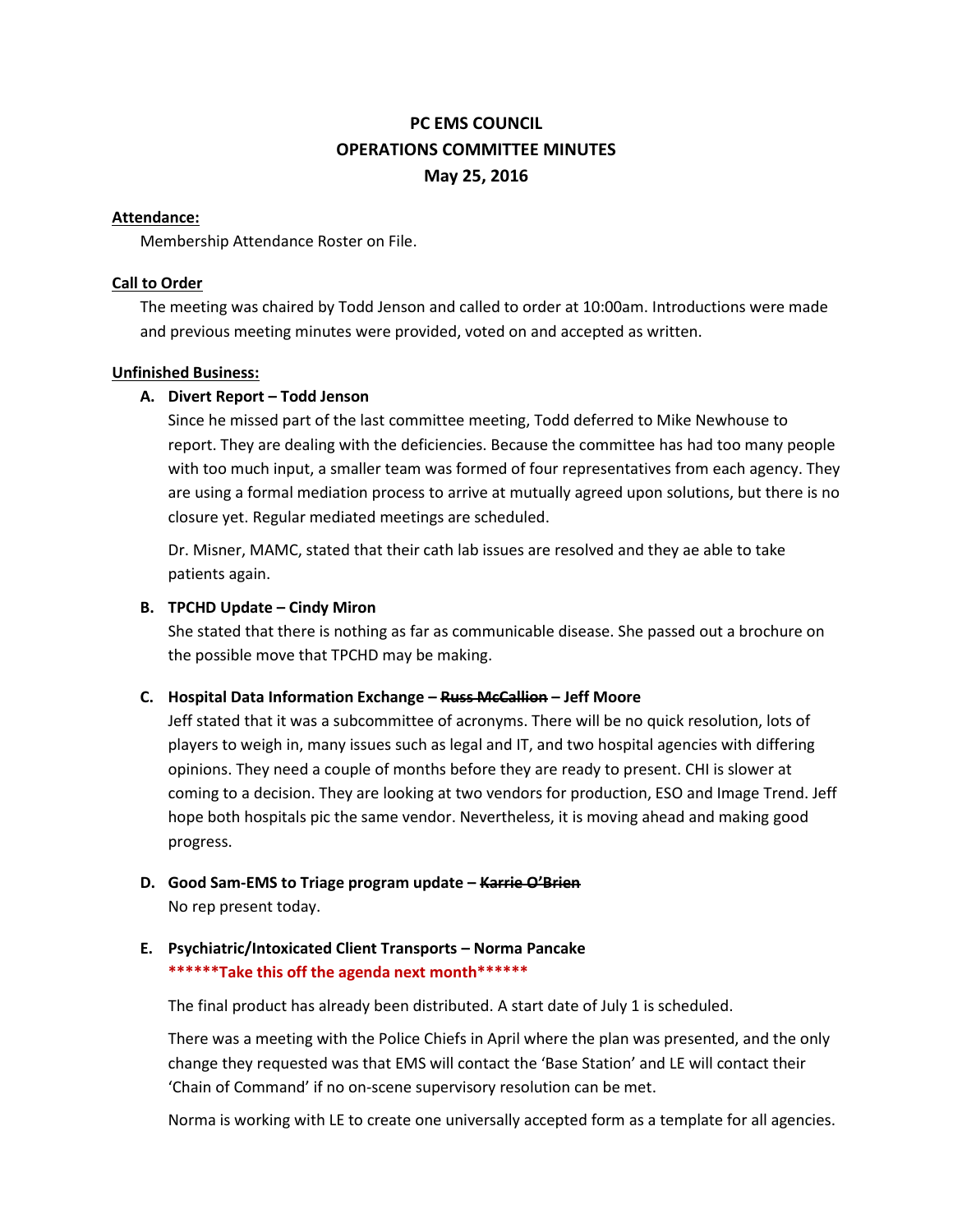# PC EMS COUNCIL
# OPERATIONS COMMITTEE MINUTES
# May 25, 2016

**Attendance:**

Membership Attendance Roster on File.

**Call to Order**

The meeting was chaired by Todd Jenson and called to order at 10:00am. Introductions were made and previous meeting minutes were provided, voted on and accepted as written.

**Unfinished Business:**

**A. Divert Report – Todd Jenson**

Since he missed part of the last committee meeting, Todd deferred to Mike Newhouse to report. They are dealing with the deficiencies. Because the committee has had too many people with too much input, a smaller team was formed of four representatives from each agency. They are using a formal mediation process to arrive at mutually agreed upon solutions, but there is no closure yet. Regular mediated meetings are scheduled.

Dr. Misner, MAMC, stated that their cath lab issues are resolved and they ae able to take patients again.

**B. TPCHD Update – Cindy Miron**

She stated that there is nothing as far as communicable disease. She passed out a brochure on the possible move that TPCHD may be making.

**C. Hospital Data Information Exchange – ~~Russ McCallion~~ – Jeff Moore**

Jeff stated that it was a subcommittee of acronyms. There will be no quick resolution, lots of players to weigh in, many issues such as legal and IT, and two hospital agencies with differing opinions. They need a couple of months before they are ready to present. CHI is slower at coming to a decision. They are looking at two vendors for production, ESO and Image Trend. Jeff hope both hospitals pic the same vendor. Nevertheless, it is moving ahead and making good progress.

**D. Good Sam-EMS to Triage program update – ~~Karrie O'Brien~~**

No rep present today.

**E. Psychiatric/Intoxicated Client Transports – Norma Pancake**

**\*\*\*\*\*\*Take this off the agenda next month\*\*\*\*\*\***

The final product has already been distributed. A start date of July 1 is scheduled.

There was a meeting with the Police Chiefs in April where the plan was presented, and the only change they requested was that EMS will contact the 'Base Station' and LE will contact their 'Chain of Command' if no on-scene supervisory resolution can be met.

Norma is working with LE to create one universally accepted form as a template for all agencies.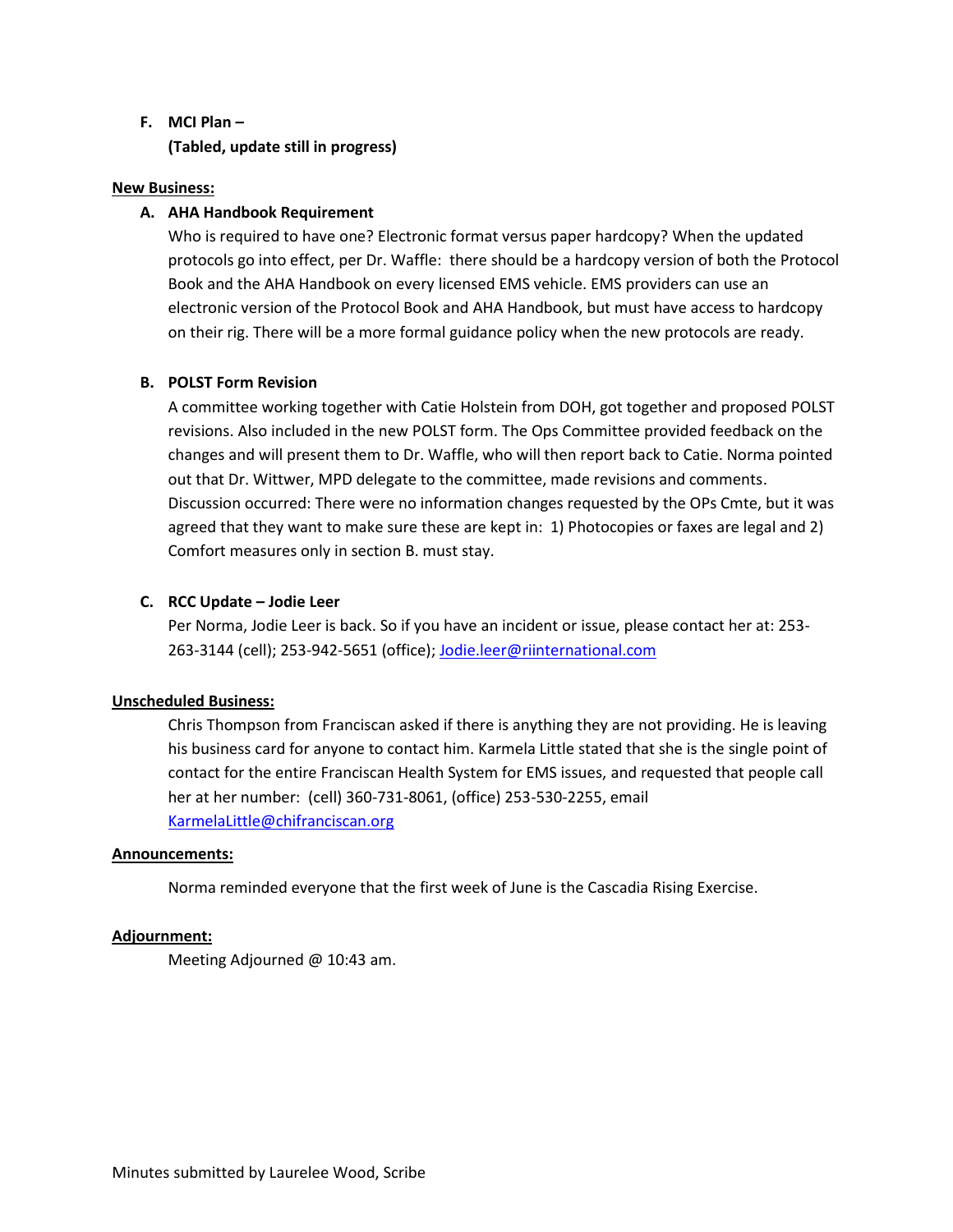**F. MCI Plan –**
**(Tabled, update still in progress)**

**New Business:**

**A. AHA Handbook Requirement**

Who is required to have one? Electronic format versus paper hardcopy? When the updated protocols go into effect, per Dr. Waffle: there should be a hardcopy version of both the Protocol Book and the AHA Handbook on every licensed EMS vehicle. EMS providers can use an electronic version of the Protocol Book and AHA Handbook, but must have access to hardcopy on their rig. There will be a more formal guidance policy when the new protocols are ready.

**B. POLST Form Revision**

A committee working together with Catie Holstein from DOH, got together and proposed POLST revisions. Also included in the new POLST form. The Ops Committee provided feedback on the changes and will present them to Dr. Waffle, who will then report back to Catie. Norma pointed out that Dr. Wittwer, MPD delegate to the committee, made revisions and comments. Discussion occurred: There were no information changes requested by the OPs Cmte, but it was agreed that they want to make sure these are kept in: 1) Photocopies or faxes are legal and 2) Comfort measures only in section B. must stay.

**C. RCC Update – Jodie Leer**

Per Norma, Jodie Leer is back. So if you have an incident or issue, please contact her at: 253-263-3144 (cell); 253-942-5651 (office); Jodie.leer@riinternational.com

**Unscheduled Business:**

Chris Thompson from Franciscan asked if there is anything they are not providing. He is leaving his business card for anyone to contact him. Karmela Little stated that she is the single point of contact for the entire Franciscan Health System for EMS issues, and requested that people call her at her number: (cell) 360-731-8061, (office) 253-530-2255, email KarmelaLittle@chifranciscan.org

**Announcements:**

Norma reminded everyone that the first week of June is the Cascadia Rising Exercise.

**Adjournment:**

Meeting Adjourned @ 10:43 am.

Minutes submitted by Laurelee Wood, Scribe